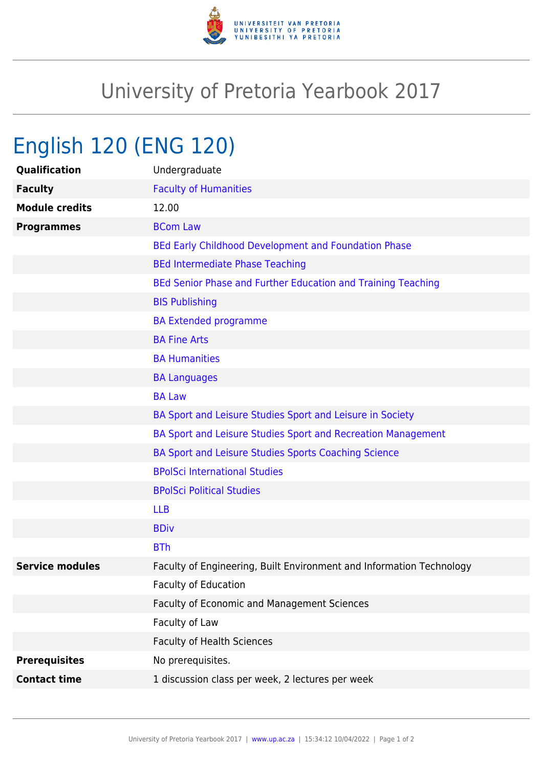# University of Pretoria Yearbook 2017

## English 120 (ENG 120)

| | |
|---|---|
| **Qualification** | Undergraduate |
| **Faculty** | Faculty of Humanities |
| **Module credits** | 12.00 |
| **Programmes** | BCom Law |
| | BEd Early Childhood Development and Foundation Phase |
| | BEd Intermediate Phase Teaching |
| | BEd Senior Phase and Further Education and Training Teaching |
| | BIS Publishing |
| | BA Extended programme |
| | BA Fine Arts |
| | BA Humanities |
| | BA Languages |
| | BA Law |
| | BA Sport and Leisure Studies Sport and Leisure in Society |
| | BA Sport and Leisure Studies Sport and Recreation Management |
| | BA Sport and Leisure Studies Sports Coaching Science |
| | BPolSci International Studies |
| | BPolSci Political Studies |
| | LLB |
| | BDiv |
| | BTh |
| **Service modules** | Faculty of Engineering, Built Environment and Information Technology |
| | Faculty of Education |
| | Faculty of Economic and Management Sciences |
| | Faculty of Law |
| | Faculty of Health Sciences |
| **Prerequisites** | No prerequisites. |
| **Contact time** | 1 discussion class per week, 2 lectures per week |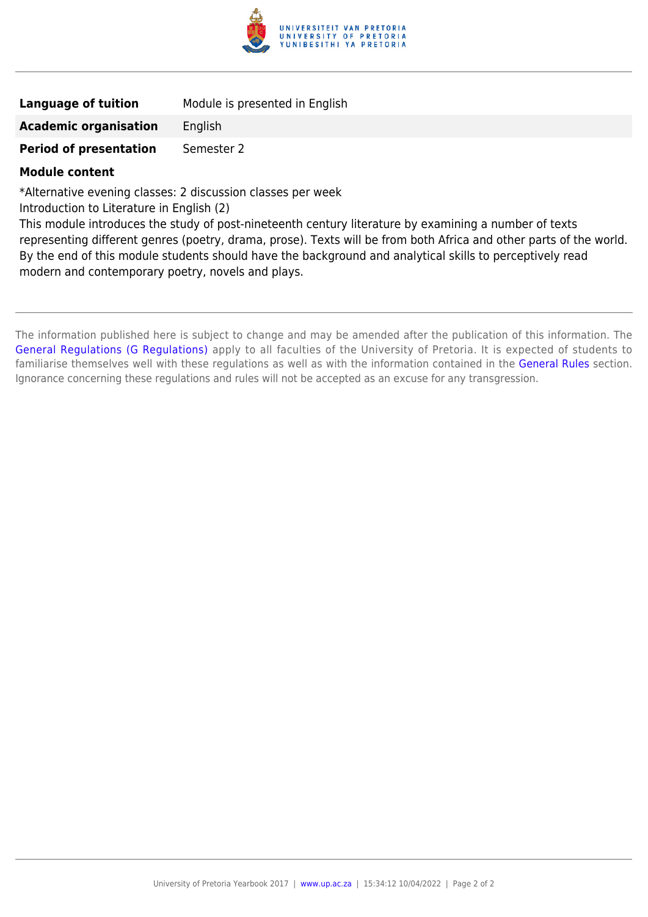| | |
|---|---|
| **Language of tuition** | Module is presented in English |
| **Academic organisation** | English |
| **Period of presentation** | Semester 2 |

**Module content**

*Alternative evening classes: 2 discussion classes per week
Introduction to Literature in English (2)
This module introduces the study of post-nineteenth century literature by examining a number of texts representing different genres (poetry, drama, prose). Texts will be from both Africa and other parts of the world. By the end of this module students should have the background and analytical skills to perceptively read modern and contemporary poetry, novels and plays.

The information published here is subject to change and may be amended after the publication of this information. The General Regulations (G Regulations) apply to all faculties of the University of Pretoria. It is expected of students to familiarise themselves well with these regulations as well as with the information contained in the General Rules section. Ignorance concerning these regulations and rules will not be accepted as an excuse for any transgression.